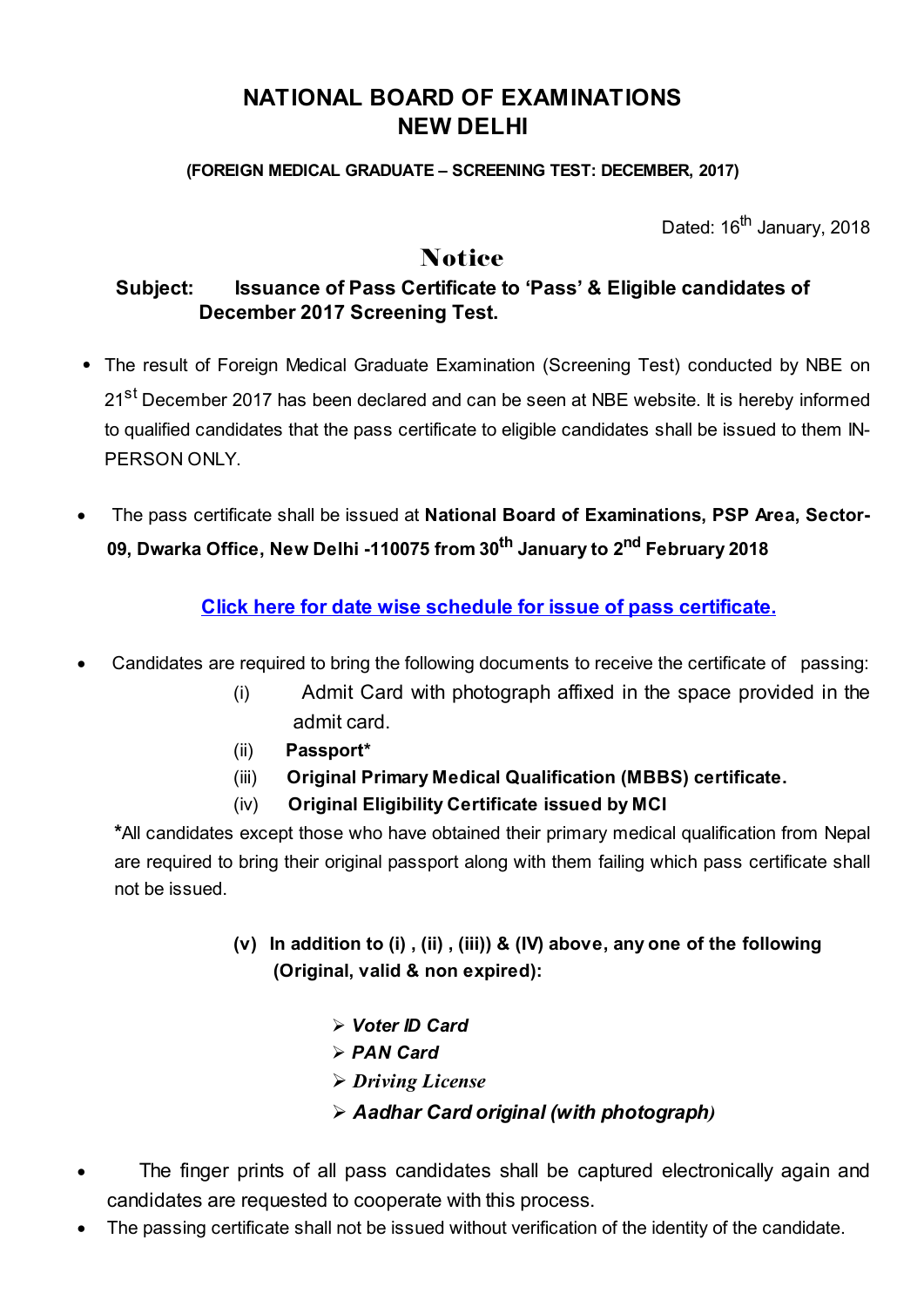# NATIONAL BOARD OF EXAMINATIONS
# NEW DELHI

**(FOREIGN MEDICAL GRADUATE – SCREENING TEST: DECEMBER, 2017)**

Dated: 16th January, 2018

## Notice

**Subject: Issuance of Pass Certificate to 'Pass' & Eligible candidates of December 2017 Screening Test.**

- The result of Foreign Medical Graduate Examination (Screening Test) conducted by NBE on 21st December 2017 has been declared and can be seen at NBE website. It is hereby informed to qualified candidates that the pass certificate to eligible candidates shall be issued to them IN-PERSON ONLY.

- The pass certificate shall be issued at **National Board of Examinations, PSP Area, Sector-09, Dwarka Office, New Delhi -110075 from 30th January to 2nd February 2018**

**Click here for date wise schedule for issue of pass certificate.**

- Candidates are required to bring the following documents to receive the certificate of passing:
  - (i) Admit Card with photograph affixed in the space provided in the admit card.
  - (ii) **Passport***
  - (iii) **Original Primary Medical Qualification (MBBS) certificate.**
  - (iv) **Original Eligibility Certificate issued by MCI**

  ***All candidates except those who have obtained their primary medical qualification from Nepal are required to bring their original passport along with them failing which pass certificate shall not be issued.**

  **(v) In addition to (i) , (ii) , (iii)) & (IV) above, any one of the following (Original, valid & non expired):**

  - ***Voter ID Card***
  - ***PAN Card***
  - ***Driving License***
  - ***Aadhar Card original (with photograph)***

- The finger prints of all pass candidates shall be captured electronically again and candidates are requested to cooperate with this process.
- The passing certificate shall not be issued without verification of the identity of the candidate.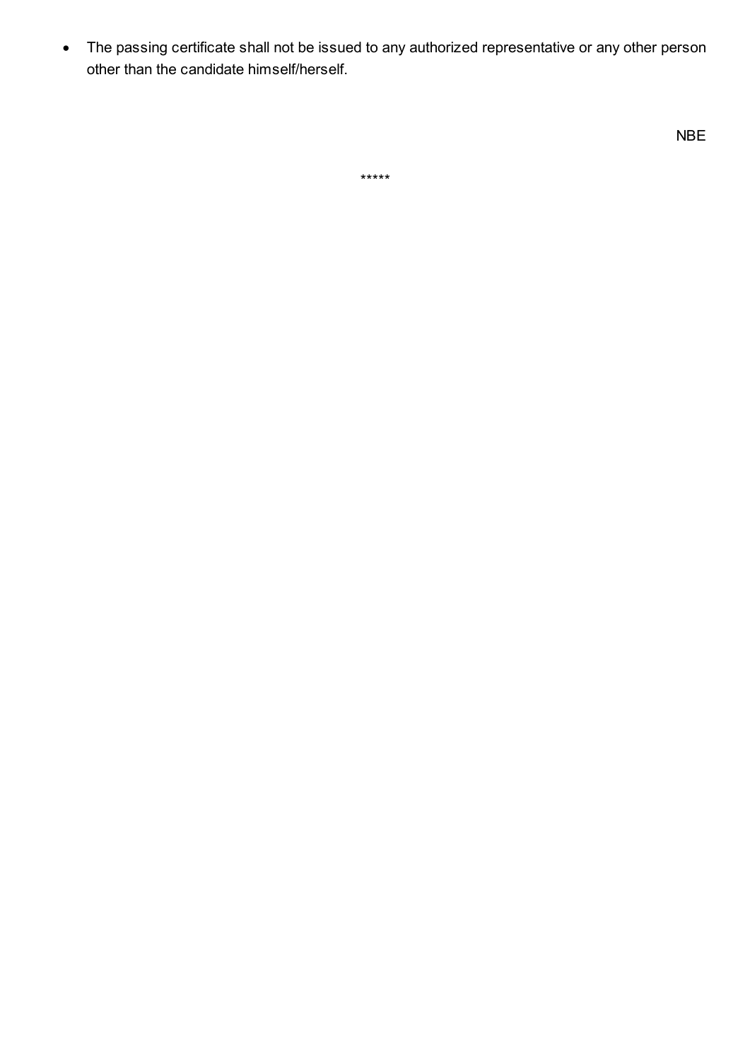- The passing certificate shall not be issued to any authorized representative or any other person other than the candidate himself/herself.

NBE

*****